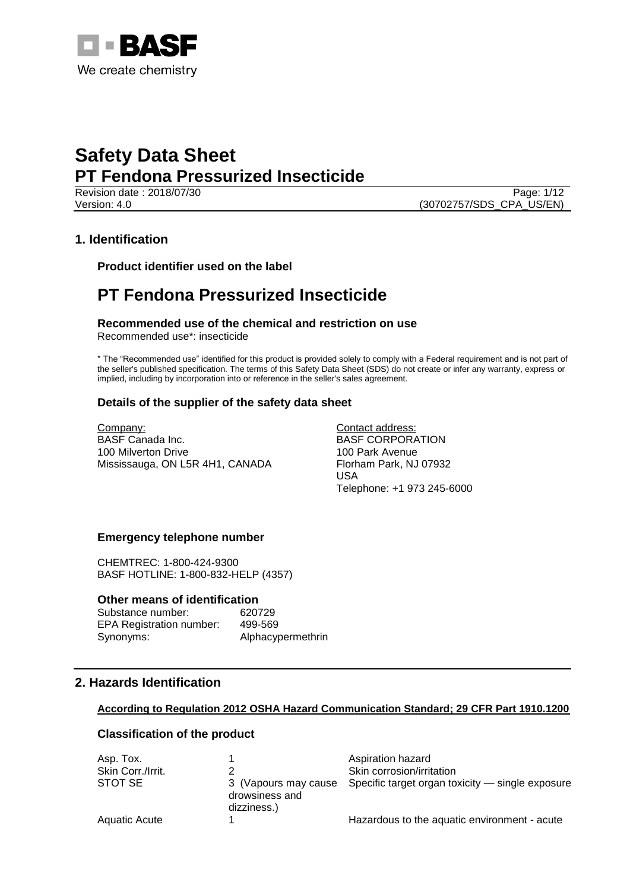BASF

We create chemistry

# Safety Data Sheet

## PT Fendona Pressurized Insecticide

Revision date : 2018/07/30
Version: 4.0
(30702757/SDS_CPA_US/EN)

## 1. Identification

### Product identifier used on the label

# PT Fendona Pressurized Insecticide

### Recommended use of the chemical and restriction on use

Recommended use*: insecticide

* The "Recommended use" identified for this product is provided solely to comply with a Federal requirement and is not part of the seller's published specification. The terms of this Safety Data Sheet (SDS) do not create or infer any warranty, express or implied, including by incorporation into or reference in the seller's sales agreement.

### Details of the supplier of the safety data sheet

Company:
BASF Canada Inc.
100 Milverton Drive
Mississauga, ON L5R 4H1, CANADA

Contact address:
BASF CORPORATION
100 Park Avenue
Florham Park, NJ 07932
USA
Telephone: +1 973 245-6000

### Emergency telephone number

CHEMTREC: 1-800-424-9300
BASF HOTLINE: 1-800-832-HELP (4357)

### Other means of identification

| | |
|---|---|
| Substance number: | 620729 |
| EPA Registration number: | 499-569 |
| Synonyms: | Alphacypermethrin |

## 2. Hazards Identification

**According to Regulation 2012 OSHA Hazard Communication Standard; 29 CFR Part 1910.1200**

### Classification of the product

| | | |
|---|---|---|
| Asp. Tox. | 1 | Aspiration hazard |
| Skin Corr./Irrit. | 2 | Skin corrosion/irritation |
| STOT SE | 3 (Vapours may cause drowsiness and dizziness.) | Specific target organ toxicity — single exposure |
| Aquatic Acute | 1 | Hazardous to the aquatic environment - acute |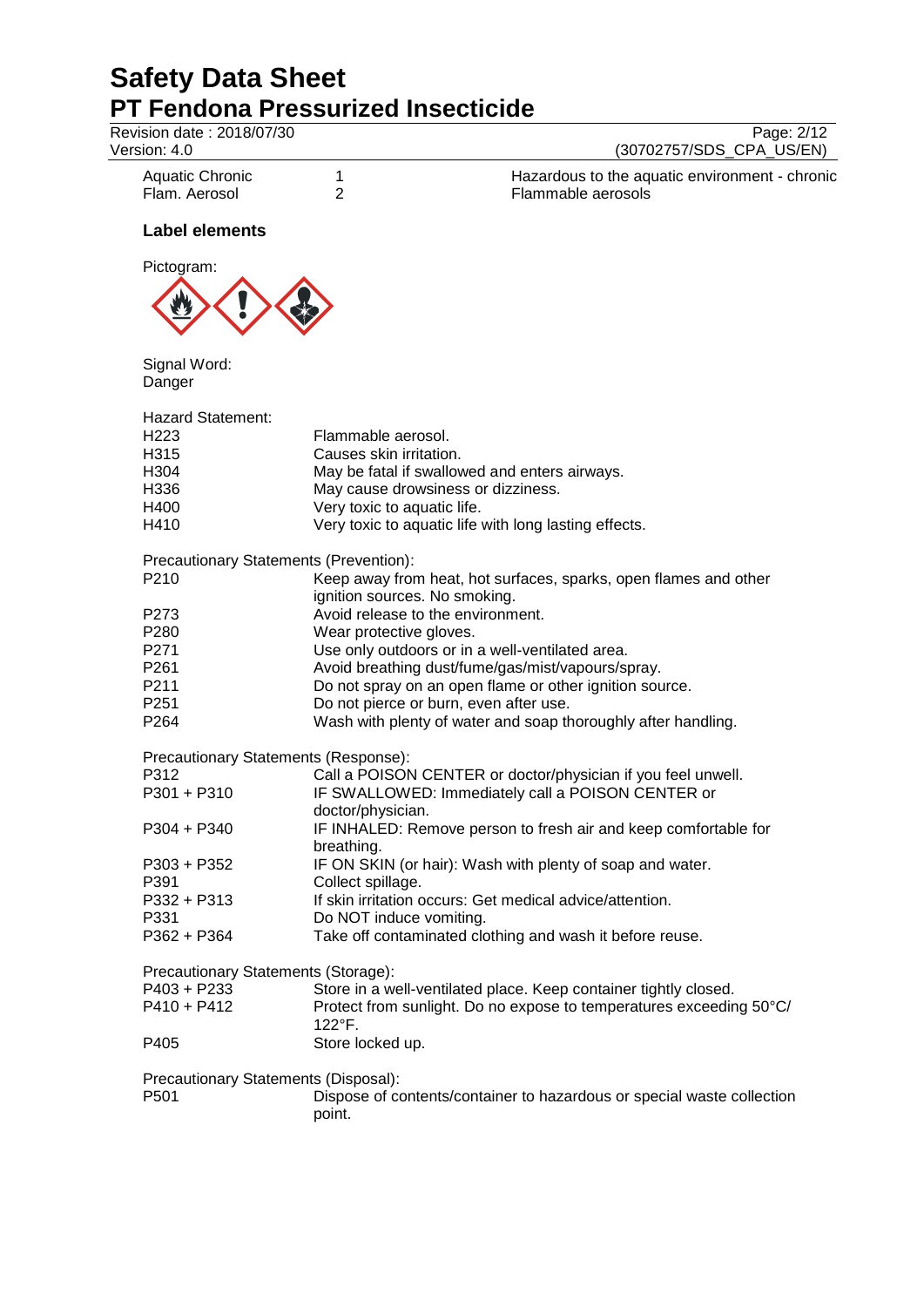| | | |
|---|---|---|
| Aquatic Chronic | 1 | Hazardous to the aquatic environment - chronic |
| Flam. Aerosol | 2 | Flammable aerosols |

### Label elements

Pictogram:

Signal Word:
Danger

Hazard Statement:

| | |
|---|---|
| H223 | Flammable aerosol. |
| H315 | Causes skin irritation. |
| H304 | May be fatal if swallowed and enters airways. |
| H336 | May cause drowsiness or dizziness. |
| H400 | Very toxic to aquatic life. |
| H410 | Very toxic to aquatic life with long lasting effects. |

Precautionary Statements (Prevention):

| | |
|---|---|
| P210 | Keep away from heat, hot surfaces, sparks, open flames and other ignition sources. No smoking. |
| P273 | Avoid release to the environment. |
| P280 | Wear protective gloves. |
| P271 | Use only outdoors or in a well-ventilated area. |
| P261 | Avoid breathing dust/fume/gas/mist/vapours/spray. |
| P211 | Do not spray on an open flame or other ignition source. |
| P251 | Do not pierce or burn, even after use. |
| P264 | Wash with plenty of water and soap thoroughly after handling. |

Precautionary Statements (Response):

| | |
|---|---|
| P312 | Call a POISON CENTER or doctor/physician if you feel unwell. |
| P301 + P310 | IF SWALLOWED: Immediately call a POISON CENTER or doctor/physician. |
| P304 + P340 | IF INHALED: Remove person to fresh air and keep comfortable for breathing. |
| P303 + P352 | IF ON SKIN (or hair): Wash with plenty of soap and water. |
| P391 | Collect spillage. |
| P332 + P313 | If skin irritation occurs: Get medical advice/attention. |
| P331 | Do NOT induce vomiting. |
| P362 + P364 | Take off contaminated clothing and wash it before reuse. |

Precautionary Statements (Storage):

| | |
|---|---|
| P403 + P233 | Store in a well-ventilated place. Keep container tightly closed. |
| P410 + P412 | Protect from sunlight. Do no expose to temperatures exceeding 50°C/ 122°F. |
| P405 | Store locked up. |

Precautionary Statements (Disposal):

| | |
|---|---|
| P501 | Dispose of contents/container to hazardous or special waste collection point. |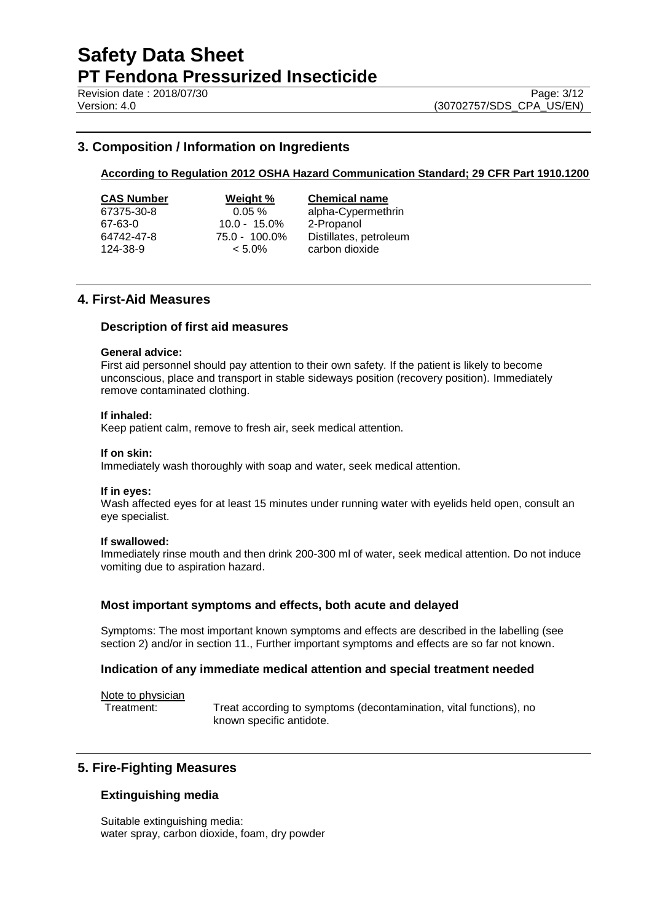## 3. Composition / Information on Ingredients

**According to Regulation 2012 OSHA Hazard Communication Standard; 29 CFR Part 1910.1200**

| CAS Number | Weight % | Chemical name |
|---|---|---|
| 67375-30-8 | 0.05 % | alpha-Cypermethrin |
| 67-63-0 | 10.0 - 15.0% | 2-Propanol |
| 64742-47-8 | 75.0 - 100.0% | Distillates, petroleum |
| 124-38-9 | < 5.0% | carbon dioxide |

## 4. First-Aid Measures

### Description of first aid measures

**General advice:**
First aid personnel should pay attention to their own safety. If the patient is likely to become unconscious, place and transport in stable sideways position (recovery position). Immediately remove contaminated clothing.

**If inhaled:**
Keep patient calm, remove to fresh air, seek medical attention.

**If on skin:**
Immediately wash thoroughly with soap and water, seek medical attention.

**If in eyes:**
Wash affected eyes for at least 15 minutes under running water with eyelids held open, consult an eye specialist.

**If swallowed:**
Immediately rinse mouth and then drink 200-300 ml of water, seek medical attention. Do not induce vomiting due to aspiration hazard.

### Most important symptoms and effects, both acute and delayed

Symptoms: The most important known symptoms and effects are described in the labelling (see section 2) and/or in section 11., Further important symptoms and effects are so far not known.

### Indication of any immediate medical attention and special treatment needed

Note to physician

Treatment: Treat according to symptoms (decontamination, vital functions), no known specific antidote.

## 5. Fire-Fighting Measures

### Extinguishing media

Suitable extinguishing media:
water spray, carbon dioxide, foam, dry powder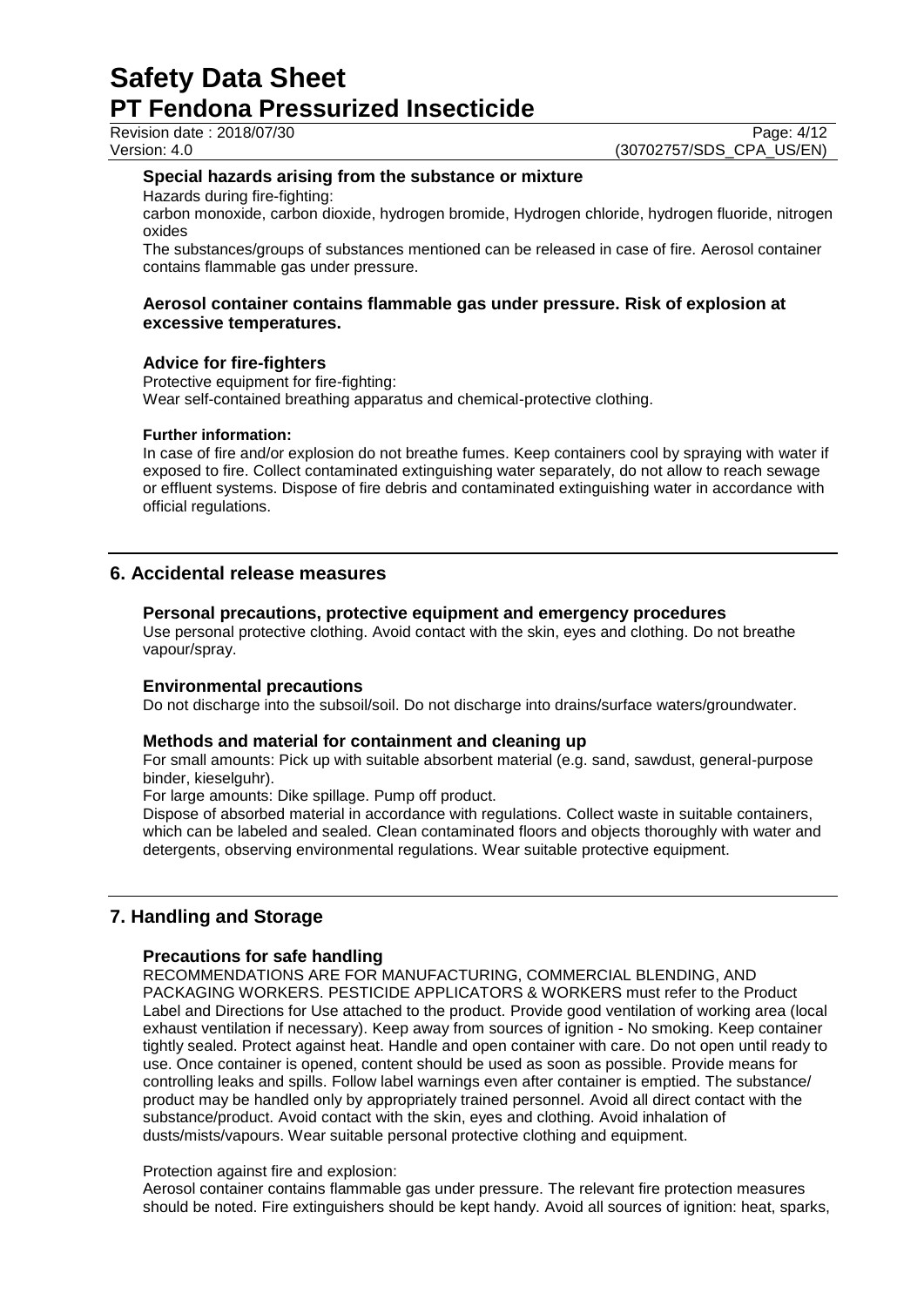**Special hazards arising from the substance or mixture**

Hazards during fire-fighting:

carbon monoxide, carbon dioxide, hydrogen bromide, Hydrogen chloride, hydrogen fluoride, nitrogen oxides

The substances/groups of substances mentioned can be released in case of fire. Aerosol container contains flammable gas under pressure.

**Aerosol container contains flammable gas under pressure. Risk of explosion at excessive temperatures.**

**Advice for fire-fighters**

Protective equipment for fire-fighting:

Wear self-contained breathing apparatus and chemical-protective clothing.

**Further information:**

In case of fire and/or explosion do not breathe fumes. Keep containers cool by spraying with water if exposed to fire. Collect contaminated extinguishing water separately, do not allow to reach sewage or effluent systems. Dispose of fire debris and contaminated extinguishing water in accordance with official regulations.

## 6. Accidental release measures

**Personal precautions, protective equipment and emergency procedures**

Use personal protective clothing. Avoid contact with the skin, eyes and clothing. Do not breathe vapour/spray.

**Environmental precautions**

Do not discharge into the subsoil/soil. Do not discharge into drains/surface waters/groundwater.

**Methods and material for containment and cleaning up**

For small amounts: Pick up with suitable absorbent material (e.g. sand, sawdust, general-purpose binder, kieselguhr).

For large amounts: Dike spillage. Pump off product.

Dispose of absorbed material in accordance with regulations. Collect waste in suitable containers, which can be labeled and sealed. Clean contaminated floors and objects thoroughly with water and detergents, observing environmental regulations. Wear suitable protective equipment.

## 7. Handling and Storage

**Precautions for safe handling**

RECOMMENDATIONS ARE FOR MANUFACTURING, COMMERCIAL BLENDING, AND PACKAGING WORKERS. PESTICIDE APPLICATORS & WORKERS must refer to the Product Label and Directions for Use attached to the product. Provide good ventilation of working area (local exhaust ventilation if necessary). Keep away from sources of ignition - No smoking. Keep container tightly sealed. Protect against heat. Handle and open container with care. Do not open until ready to use. Once container is opened, content should be used as soon as possible. Provide means for controlling leaks and spills. Follow label warnings even after container is emptied. The substance/ product may be handled only by appropriately trained personnel. Avoid all direct contact with the substance/product. Avoid contact with the skin, eyes and clothing. Avoid inhalation of dusts/mists/vapours. Wear suitable personal protective clothing and equipment.

Protection against fire and explosion:

Aerosol container contains flammable gas under pressure. The relevant fire protection measures should be noted. Fire extinguishers should be kept handy. Avoid all sources of ignition: heat, sparks,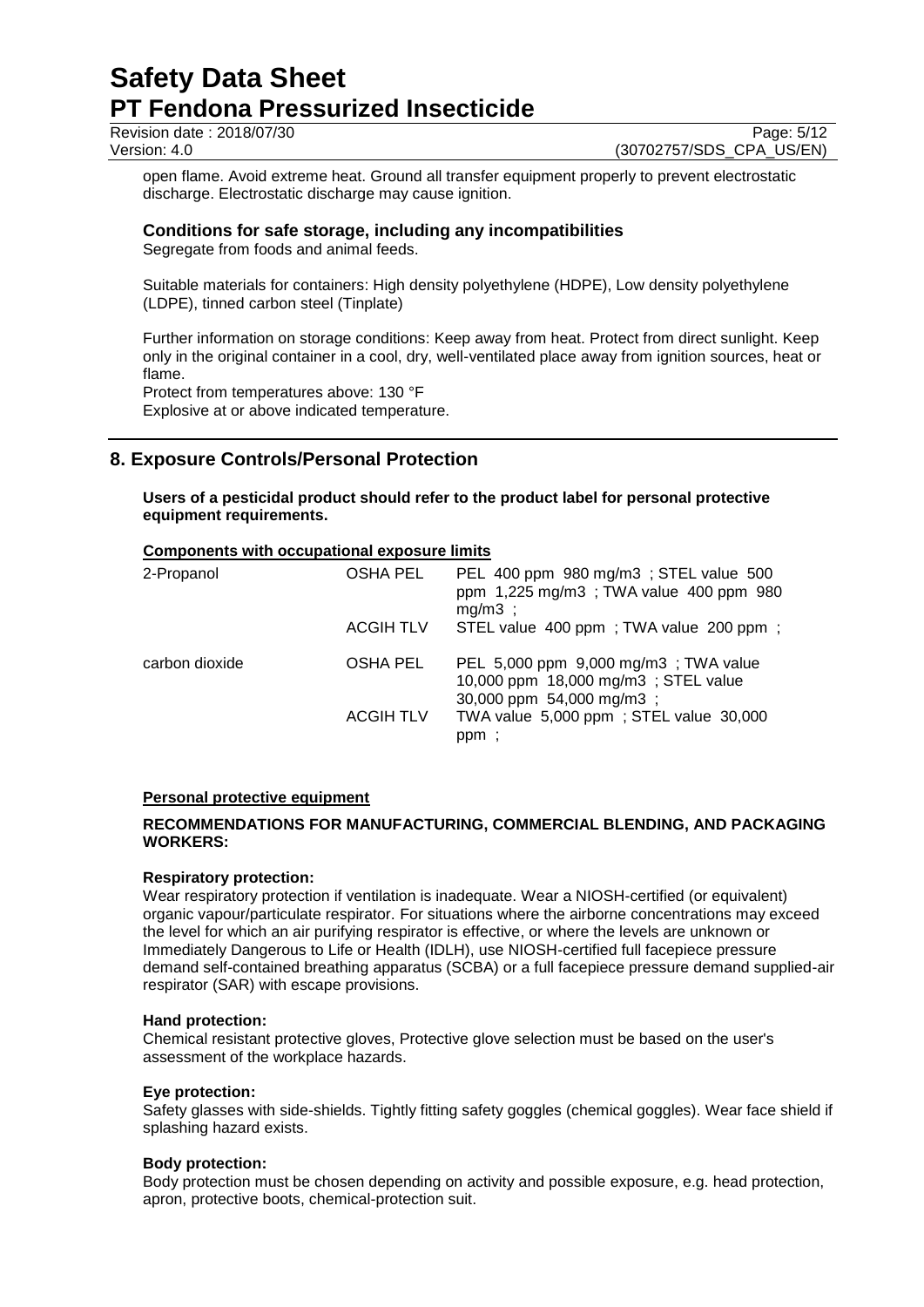open flame. Avoid extreme heat. Ground all transfer equipment properly to prevent electrostatic discharge. Electrostatic discharge may cause ignition.

### Conditions for safe storage, including any incompatibilities

Segregate from foods and animal feeds.

Suitable materials for containers: High density polyethylene (HDPE), Low density polyethylene (LDPE), tinned carbon steel (Tinplate)

Further information on storage conditions: Keep away from heat. Protect from direct sunlight. Keep only in the original container in a cool, dry, well-ventilated place away from ignition sources, heat or flame.
Protect from temperatures above: 130 °F
Explosive at or above indicated temperature.

## 8. Exposure Controls/Personal Protection

**Users of a pesticidal product should refer to the product label for personal protective equipment requirements.**

**Components with occupational exposure limits**

| Component | Source | Limits |
|---|---|---|
| 2-Propanol | OSHA PEL | PEL 400 ppm 980 mg/m3 ; STEL value 500 ppm 1,225 mg/m3 ; TWA value 400 ppm 980 mg/m3 ; |
| | ACGIH TLV | STEL value 400 ppm ; TWA value 200 ppm ; |
| carbon dioxide | OSHA PEL | PEL 5,000 ppm 9,000 mg/m3 ; TWA value 10,000 ppm 18,000 mg/m3 ; STEL value 30,000 ppm 54,000 mg/m3 ; |
| | ACGIH TLV | TWA value 5,000 ppm ; STEL value 30,000 ppm ; |

**Personal protective equipment**

**RECOMMENDATIONS FOR MANUFACTURING, COMMERCIAL BLENDING, AND PACKAGING WORKERS:**

**Respiratory protection:**
Wear respiratory protection if ventilation is inadequate. Wear a NIOSH-certified (or equivalent) organic vapour/particulate respirator. For situations where the airborne concentrations may exceed the level for which an air purifying respirator is effective, or where the levels are unknown or Immediately Dangerous to Life or Health (IDLH), use NIOSH-certified full facepiece pressure demand self-contained breathing apparatus (SCBA) or a full facepiece pressure demand supplied-air respirator (SAR) with escape provisions.

**Hand protection:**
Chemical resistant protective gloves, Protective glove selection must be based on the user's assessment of the workplace hazards.

**Eye protection:**
Safety glasses with side-shields. Tightly fitting safety goggles (chemical goggles). Wear face shield if splashing hazard exists.

**Body protection:**
Body protection must be chosen depending on activity and possible exposure, e.g. head protection, apron, protective boots, chemical-protection suit.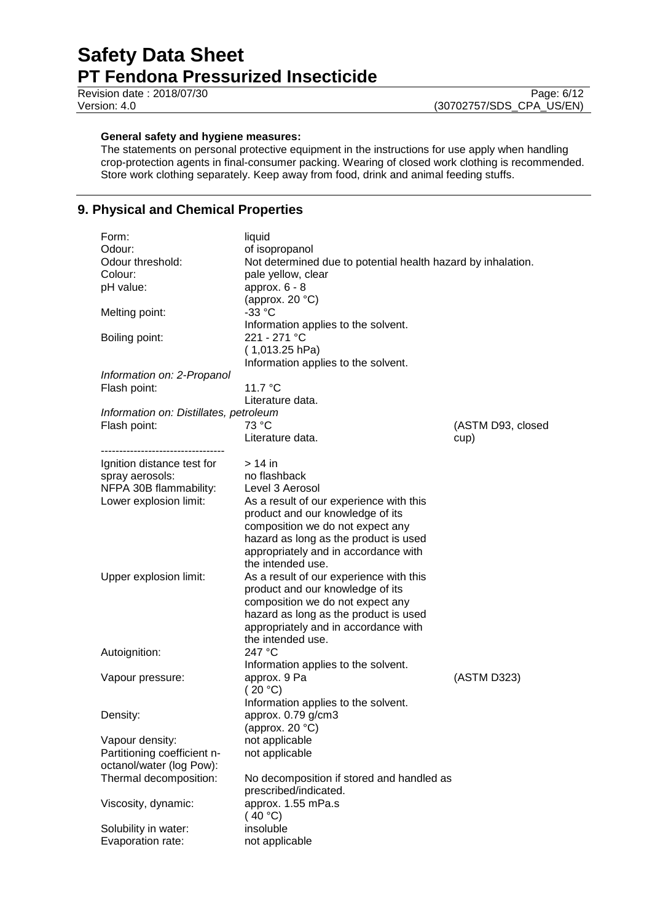**General safety and hygiene measures:**

The statements on personal protective equipment in the instructions for use apply when handling crop-protection agents in final-consumer packing. Wearing of closed work clothing is recommended. Store work clothing separately. Keep away from food, drink and animal feeding stuffs.

## 9. Physical and Chemical Properties

| | | |
|---|---|---|
| Form: | liquid | |
| Odour: | of isopropanol | |
| Odour threshold: | Not determined due to potential health hazard by inhalation. | |
| Colour: | pale yellow, clear | |
| pH value: | approx. 6 - 8<br>(approx. 20 °C) | |
| Melting point: | -33 °C<br>Information applies to the solvent. | |
| Boiling point: | 221 - 271 °C<br>( 1,013.25 hPa)<br>Information applies to the solvent. | |
| *Information on: 2-Propanol* | | |
| Flash point: | 11.7 °C<br>Literature data. | |
| *Information on: Distillates, petroleum* | | |
| Flash point: | 73 °C<br>Literature data. | (ASTM D93, closed cup) |
| ---------------------------------- | | |
| Ignition distance test for spray aerosols: | > 14 in<br>no flashback | |
| NFPA 30B flammability: | Level 3 Aerosol | |
| Lower explosion limit: | As a result of our experience with this product and our knowledge of its composition we do not expect any hazard as long as the product is used appropriately and in accordance with the intended use. | |
| Upper explosion limit: | As a result of our experience with this product and our knowledge of its composition we do not expect any hazard as long as the product is used appropriately and in accordance with the intended use. | |
| Autoignition: | 247 °C<br>Information applies to the solvent. | |
| Vapour pressure: | approx. 9 Pa<br>( 20 °C)<br>Information applies to the solvent. | (ASTM D323) |
| Density: | approx. 0.79 g/cm3<br>(approx. 20 °C) | |
| Vapour density: | not applicable | |
| Partitioning coefficient n-octanol/water (log Pow): | not applicable | |
| Thermal decomposition: | No decomposition if stored and handled as prescribed/indicated. | |
| Viscosity, dynamic: | approx. 1.55 mPa.s<br>( 40 °C) | |
| Solubility in water: | insoluble | |
| Evaporation rate: | not applicable | |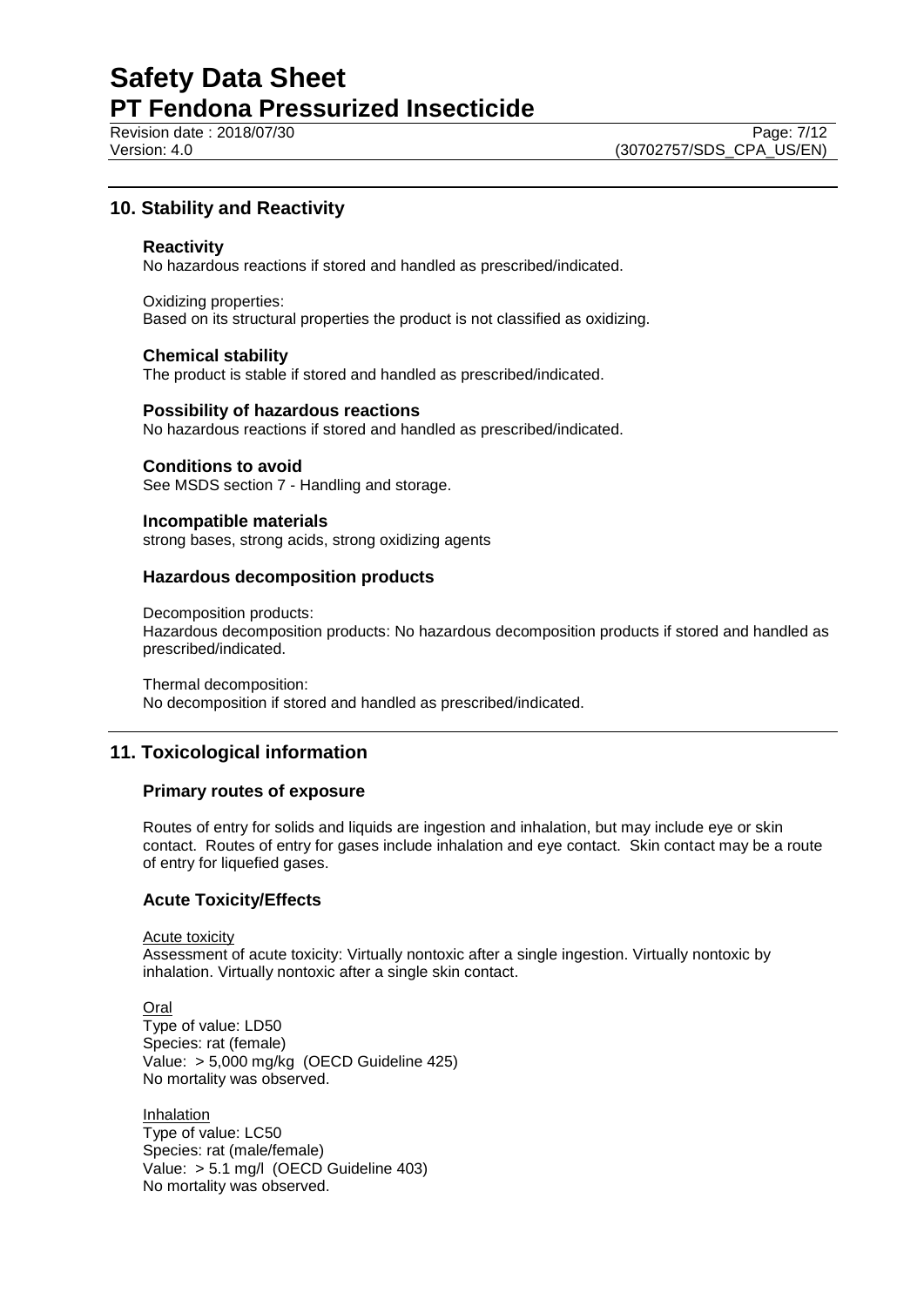## 10. Stability and Reactivity

### Reactivity

No hazardous reactions if stored and handled as prescribed/indicated.

Oxidizing properties:
Based on its structural properties the product is not classified as oxidizing.

### Chemical stability

The product is stable if stored and handled as prescribed/indicated.

### Possibility of hazardous reactions

No hazardous reactions if stored and handled as prescribed/indicated.

### Conditions to avoid

See MSDS section 7 - Handling and storage.

### Incompatible materials

strong bases, strong acids, strong oxidizing agents

### Hazardous decomposition products

Decomposition products:
Hazardous decomposition products: No hazardous decomposition products if stored and handled as prescribed/indicated.

Thermal decomposition:
No decomposition if stored and handled as prescribed/indicated.

## 11. Toxicological information

### Primary routes of exposure

Routes of entry for solids and liquids are ingestion and inhalation, but may include eye or skin contact. Routes of entry for gases include inhalation and eye contact. Skin contact may be a route of entry for liquefied gases.

### Acute Toxicity/Effects

Acute toxicity
Assessment of acute toxicity: Virtually nontoxic after a single ingestion. Virtually nontoxic by inhalation. Virtually nontoxic after a single skin contact.

Oral
Type of value: LD50
Species: rat (female)
Value: > 5,000 mg/kg (OECD Guideline 425)
No mortality was observed.

Inhalation
Type of value: LC50
Species: rat (male/female)
Value: > 5.1 mg/l (OECD Guideline 403)
No mortality was observed.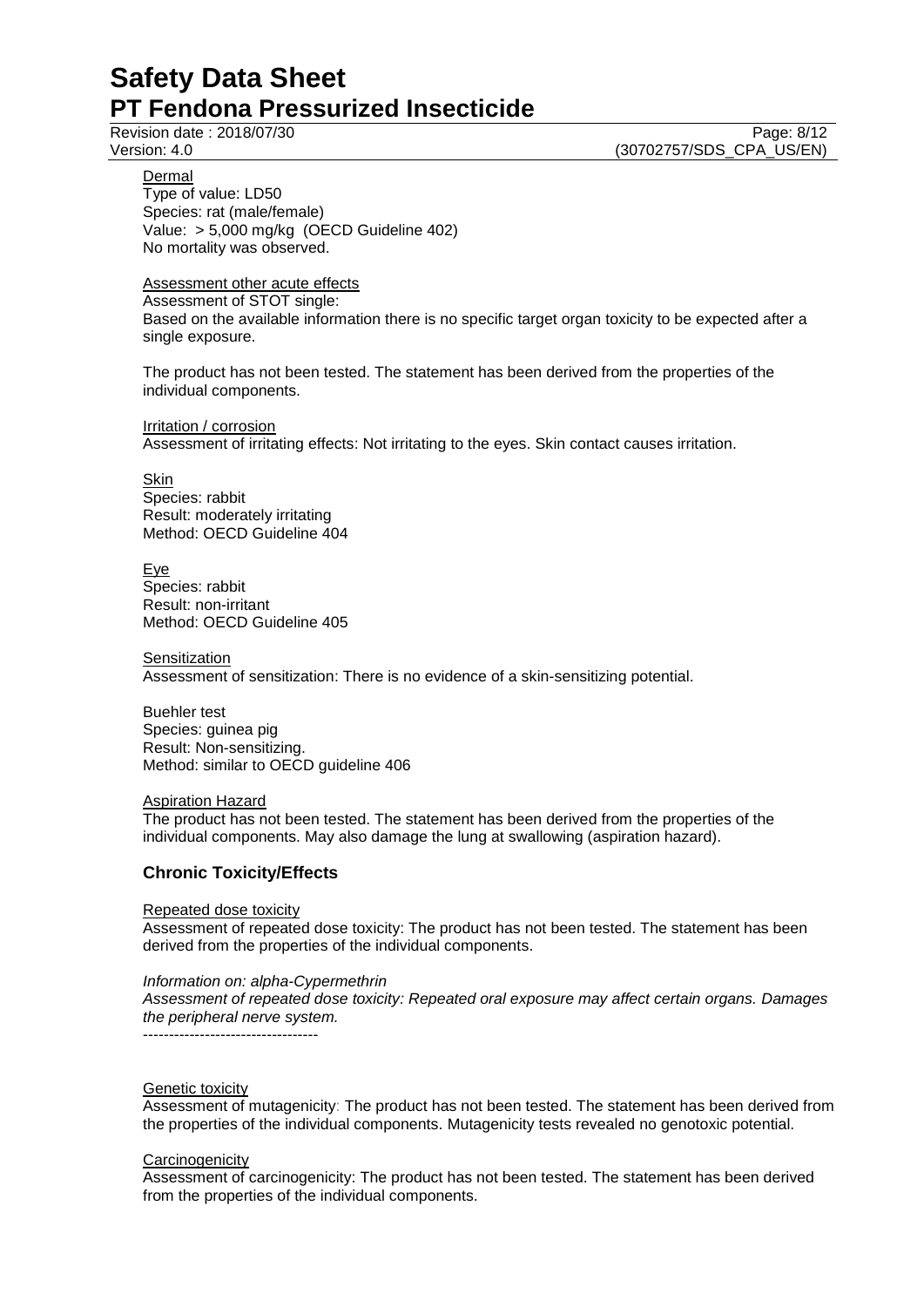Dermal

Type of value: LD50
Species: rat (male/female)
Value: > 5,000 mg/kg (OECD Guideline 402)
No mortality was observed.

Assessment other acute effects

Assessment of STOT single:
Based on the available information there is no specific target organ toxicity to be expected after a single exposure.

The product has not been tested. The statement has been derived from the properties of the individual components.

Irritation / corrosion

Assessment of irritating effects: Not irritating to the eyes. Skin contact causes irritation.

Skin

Species: rabbit
Result: moderately irritating
Method: OECD Guideline 404

Eye

Species: rabbit
Result: non-irritant
Method: OECD Guideline 405

Sensitization

Assessment of sensitization: There is no evidence of a skin-sensitizing potential.

Buehler test
Species: guinea pig
Result: Non-sensitizing.
Method: similar to OECD guideline 406

Aspiration Hazard

The product has not been tested. The statement has been derived from the properties of the individual components. May also damage the lung at swallowing (aspiration hazard).

## Chronic Toxicity/Effects

Repeated dose toxicity

Assessment of repeated dose toxicity: The product has not been tested. The statement has been derived from the properties of the individual components.

*Information on: alpha-Cypermethrin*
*Assessment of repeated dose toxicity: Repeated oral exposure may affect certain organs. Damages the peripheral nerve system.*

----------------------------------

Genetic toxicity

Assessment of mutagenicity: The product has not been tested. The statement has been derived from the properties of the individual components. Mutagenicity tests revealed no genotoxic potential.

Carcinogenicity

Assessment of carcinogenicity: The product has not been tested. The statement has been derived from the properties of the individual components.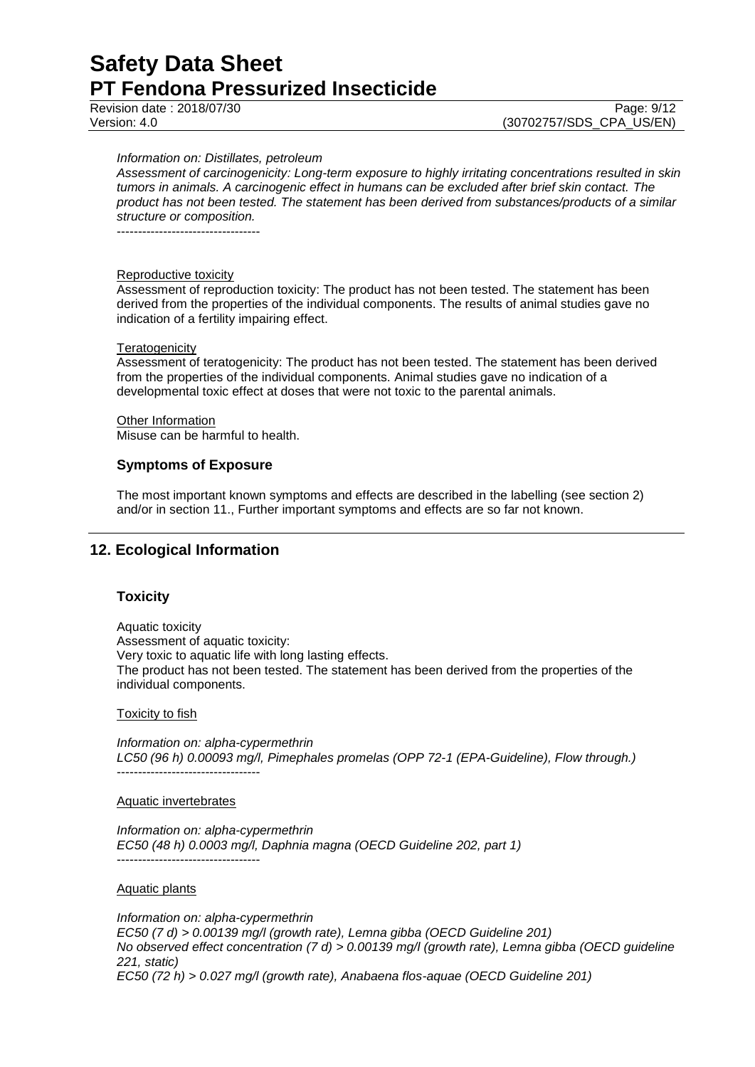*Information on: Distillates, petroleum*
*Assessment of carcinogenicity: Long-term exposure to highly irritating concentrations resulted in skin tumors in animals. A carcinogenic effect in humans can be excluded after brief skin contact. The product has not been tested. The statement has been derived from substances/products of a similar structure or composition.*
----------------------------------

Reproductive toxicity
Assessment of reproduction toxicity: The product has not been tested. The statement has been derived from the properties of the individual components. The results of animal studies gave no indication of a fertility impairing effect.

Teratogenicity
Assessment of teratogenicity: The product has not been tested. The statement has been derived from the properties of the individual components. Animal studies gave no indication of a developmental toxic effect at doses that were not toxic to the parental animals.

Other Information
Misuse can be harmful to health.

### Symptoms of Exposure

The most important known symptoms and effects are described in the labelling (see section 2) and/or in section 11., Further important symptoms and effects are so far not known.

## 12. Ecological Information

### Toxicity

Aquatic toxicity
Assessment of aquatic toxicity:
Very toxic to aquatic life with long lasting effects.
The product has not been tested. The statement has been derived from the properties of the individual components.

Toxicity to fish

*Information on: alpha-cypermethrin*
*LC50 (96 h) 0.00093 mg/l, Pimephales promelas (OPP 72-1 (EPA-Guideline), Flow through.)*
----------------------------------

Aquatic invertebrates

*Information on: alpha-cypermethrin*
*EC50 (48 h) 0.0003 mg/l, Daphnia magna (OECD Guideline 202, part 1)*
----------------------------------

Aquatic plants

*Information on: alpha-cypermethrin*
*EC50 (7 d) > 0.00139 mg/l (growth rate), Lemna gibba (OECD Guideline 201)*
*No observed effect concentration (7 d) > 0.00139 mg/l (growth rate), Lemna gibba (OECD guideline 221, static)*
*EC50 (72 h) > 0.027 mg/l (growth rate), Anabaena flos-aquae (OECD Guideline 201)*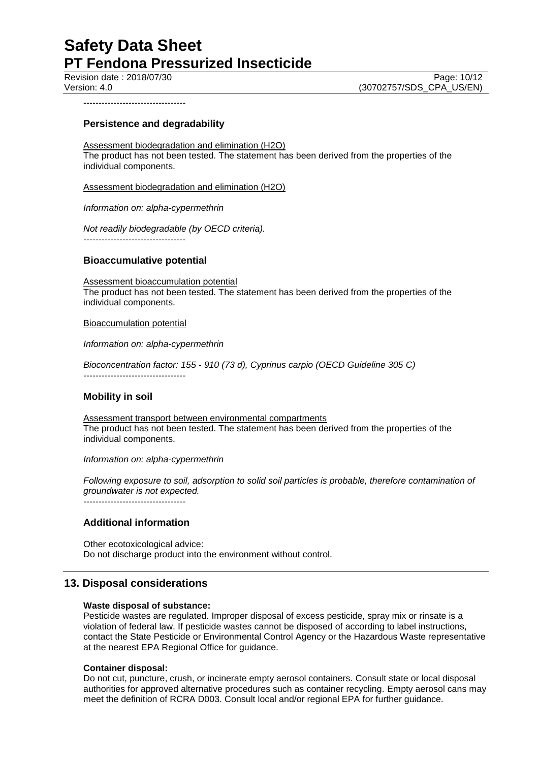----------------------------------

## Persistence and degradability

Assessment biodegradation and elimination ($H_2O$)
The product has not been tested. The statement has been derived from the properties of the individual components.

Assessment biodegradation and elimination ($H_2O$)

*Information on: alpha-cypermethrin*

*Not readily biodegradable (by OECD criteria).*

----------------------------------

## Bioaccumulative potential

Assessment bioaccumulation potential
The product has not been tested. The statement has been derived from the properties of the individual components.

Bioaccumulation potential

*Information on: alpha-cypermethrin*

*Bioconcentration factor: 155 - 910 (73 d), Cyprinus carpio (OECD Guideline 305 C)*

----------------------------------

## Mobility in soil

Assessment transport between environmental compartments
The product has not been tested. The statement has been derived from the properties of the individual components.

*Information on: alpha-cypermethrin*

*Following exposure to soil, adsorption to solid soil particles is probable, therefore contamination of groundwater is not expected.*

----------------------------------

## Additional information

Other ecotoxicological advice:
Do not discharge product into the environment without control.

# 13. Disposal considerations

**Waste disposal of substance:**
Pesticide wastes are regulated. Improper disposal of excess pesticide, spray mix or rinsate is a violation of federal law. If pesticide wastes cannot be disposed of according to label instructions, contact the State Pesticide or Environmental Control Agency or the Hazardous Waste representative at the nearest EPA Regional Office for guidance.

**Container disposal:**
Do not cut, puncture, crush, or incinerate empty aerosol containers. Consult state or local disposal authorities for approved alternative procedures such as container recycling. Empty aerosol cans may meet the definition of RCRA D003. Consult local and/or regional EPA for further guidance.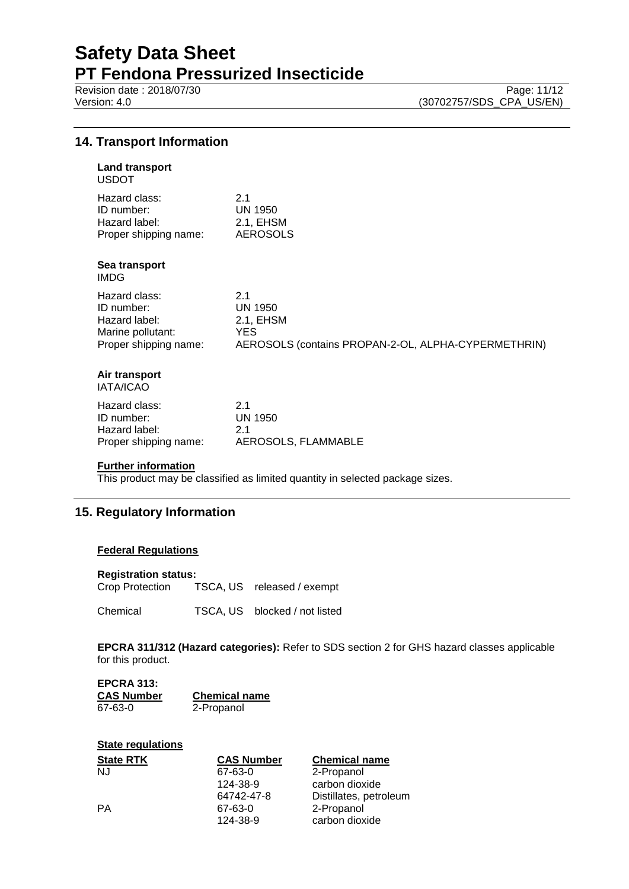## 14. Transport Information

**Land transport**
USDOT

| | |
|---|---|
| Hazard class: | 2.1 |
| ID number: | UN 1950 |
| Hazard label: | 2.1, EHSM |
| Proper shipping name: | AEROSOLS |

**Sea transport**
IMDG

| | |
|---|---|
| Hazard class: | 2.1 |
| ID number: | UN 1950 |
| Hazard label: | 2.1, EHSM |
| Marine pollutant: | YES |
| Proper shipping name: | AEROSOLS (contains PROPAN-2-OL, ALPHA-CYPERMETHRIN) |

**Air transport**
IATA/ICAO

| | |
|---|---|
| Hazard class: | 2.1 |
| ID number: | UN 1950 |
| Hazard label: | 2.1 |
| Proper shipping name: | AEROSOLS, FLAMMABLE |

**Further information**

This product may be classified as limited quantity in selected package sizes.

## 15. Regulatory Information

**Federal Regulations**

**Registration status:**

| | | |
|---|---|---|
| Crop Protection | TSCA, US | released / exempt |
| Chemical | TSCA, US | blocked / not listed |

**EPCRA 311/312 (Hazard categories):** Refer to SDS section 2 for GHS hazard classes applicable for this product.

**EPCRA 313:**

| CAS Number | Chemical name |
|---|---|
| 67-63-0 | 2-Propanol |

**State regulations**

| State RTK | CAS Number | Chemical name |
|---|---|---|
| NJ | 67-63-0 | 2-Propanol |
| | 124-38-9 | carbon dioxide |
| | 64742-47-8 | Distillates, petroleum |
| PA | 67-63-0 | 2-Propanol |
| | 124-38-9 | carbon dioxide |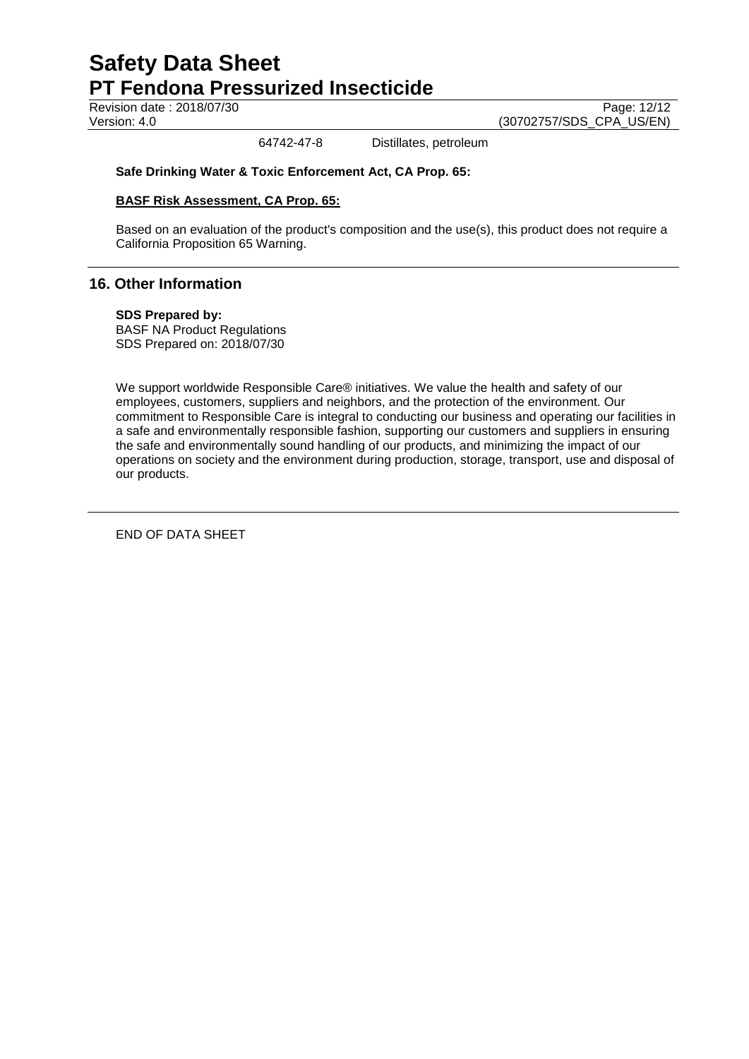| | |
|---|---|
| 64742-47-8 | Distillates, petroleum |

**Safe Drinking Water & Toxic Enforcement Act, CA Prop. 65:**

**BASF Risk Assessment, CA Prop. 65:**

Based on an evaluation of the product's composition and the use(s), this product does not require a California Proposition 65 Warning.

## 16. Other Information

**SDS Prepared by:**
BASF NA Product Regulations
SDS Prepared on: 2018/07/30

We support worldwide Responsible Care® initiatives. We value the health and safety of our employees, customers, suppliers and neighbors, and the protection of the environment. Our commitment to Responsible Care is integral to conducting our business and operating our facilities in a safe and environmentally responsible fashion, supporting our customers and suppliers in ensuring the safe and environmentally sound handling of our products, and minimizing the impact of our operations on society and the environment during production, storage, transport, use and disposal of our products.

END OF DATA SHEET